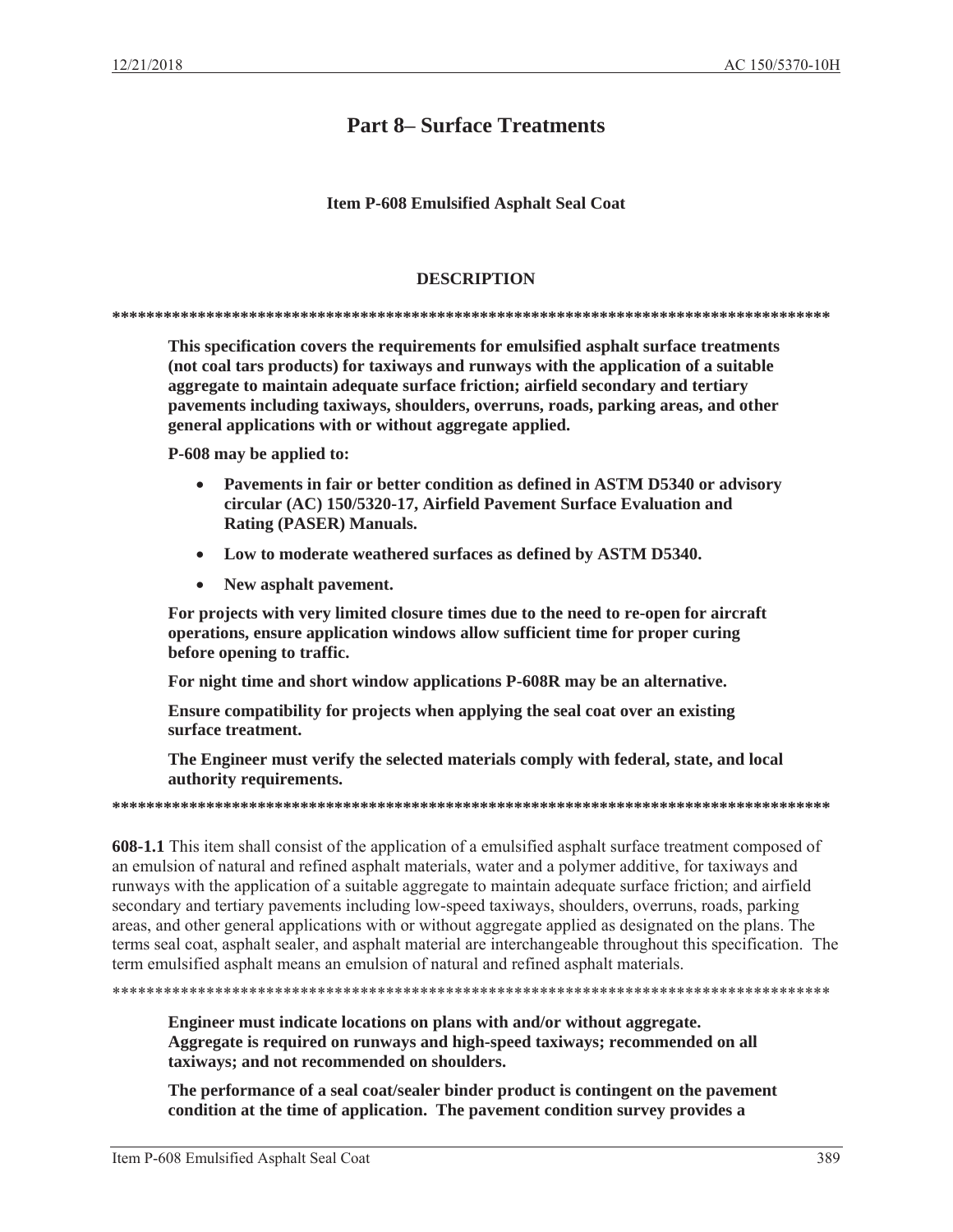# Part 8– Surface Treatments

## Item P-608 Emulsified Asphalt Seal Coat

### DESCRIPTION

************************************************************************************

**This specification covers the requirements for emulsified asphalt surface treatments (not coal tars products) for taxiways and runways with the application of a suitable aggregate to maintain adequate surface friction; airfield secondary and tertiary pavements including taxiways, shoulders, overruns, roads, parking areas, and other general applications with or without aggregate applied.**

**P-608 may be applied to:**

- **Pavements in fair or better condition as defined in ASTM D5340 or advisory circular (AC) 150/5320-17, Airfield Pavement Surface Evaluation and Rating (PASER) Manuals.**
- **Low to moderate weathered surfaces as defined by ASTM D5340.**
- **New asphalt pavement.**

**For projects with very limited closure times due to the need to re-open for aircraft operations, ensure application windows allow sufficient time for proper curing before opening to traffic.**

**For night time and short window applications P-608R may be an alternative.**

**Ensure compatibility for projects when applying the seal coat over an existing surface treatment.**

**The Engineer must verify the selected materials comply with federal, state, and local authority requirements.**

************************************************************************************

**608-1.1** This item shall consist of the application of a emulsified asphalt surface treatment composed of an emulsion of natural and refined asphalt materials, water and a polymer additive, for taxiways and runways with the application of a suitable aggregate to maintain adequate surface friction; and airfield secondary and tertiary pavements including low-speed taxiways, shoulders, overruns, roads, parking areas, and other general applications with or without aggregate applied as designated on the plans. The terms seal coat, asphalt sealer, and asphalt material are interchangeable throughout this specification. The term emulsified asphalt means an emulsion of natural and refined asphalt materials.

************************************************************************************

**Engineer must indicate locations on plans with and/or without aggregate. Aggregate is required on runways and high-speed taxiways; recommended on all taxiways; and not recommended on shoulders.**

**The performance of a seal coat/sealer binder product is contingent on the pavement condition at the time of application. The pavement condition survey provides a**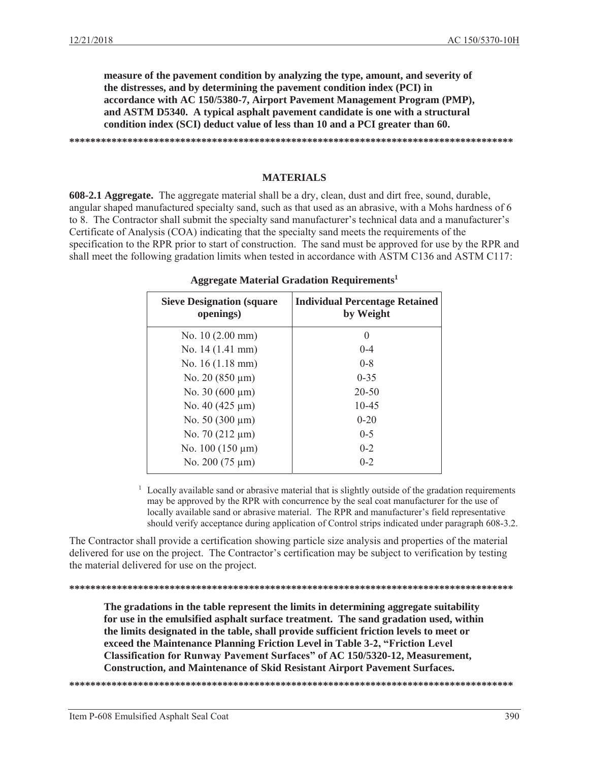**measure of the pavement condition by analyzing the type, amount, and severity of the distresses, and by determining the pavement condition index (PCI) in accordance with AC 150/5380-7, Airport Pavement Management Program (PMP), and ASTM D5340. A typical asphalt pavement candidate is one with a structural condition index (SCI) deduct value of less than 10 and a PCI greater than 60.**

**************************************************************************************

## MATERIALS

**608-2.1 Aggregate.** The aggregate material shall be a dry, clean, dust and dirt free, sound, durable, angular shaped manufactured specialty sand, such as that used as an abrasive, with a Mohs hardness of 6 to 8. The Contractor shall submit the specialty sand manufacturer's technical data and a manufacturer's Certificate of Analysis (COA) indicating that the specialty sand meets the requirements of the specification to the RPR prior to start of construction. The sand must be approved for use by the RPR and shall meet the following gradation limits when tested in accordance with ASTM C136 and ASTM C117:

**Aggregate Material Gradation Requirements[1]**

| Sieve Designation (square openings) | Individual Percentage Retained by Weight |
|---|---|
| No. 10 (2.00 mm) | 0 |
| No. 14 (1.41 mm) | 0-4 |
| No. 16 (1.18 mm) | 0-8 |
| No. 20 (850 µm) | 0-35 |
| No. 30 (600 µm) | 20-50 |
| No. 40 (425 µm) | 10-45 |
| No. 50 (300 µm) | 0-20 |
| No. 70 (212 µm) | 0-5 |
| No. 100 (150 µm) | 0-2 |
| No. 200 (75 µm) | 0-2 |

[1] Locally available sand or abrasive material that is slightly outside of the gradation requirements may be approved by the RPR with concurrence by the seal coat manufacturer for the use of locally available sand or abrasive material. The RPR and manufacturer's field representative should verify acceptance during application of Control strips indicated under paragraph 608-3.2.

The Contractor shall provide a certification showing particle size analysis and properties of the material delivered for use on the project. The Contractor's certification may be subject to verification by testing the material delivered for use on the project.

**************************************************************************************

**The gradations in the table represent the limits in determining aggregate suitability for use in the emulsified asphalt surface treatment. The sand gradation used, within the limits designated in the table, shall provide sufficient friction levels to meet or exceed the Maintenance Planning Friction Level in Table 3-2, "Friction Level Classification for Runway Pavement Surfaces" of AC 150/5320-12, Measurement, Construction, and Maintenance of Skid Resistant Airport Pavement Surfaces.**

**************************************************************************************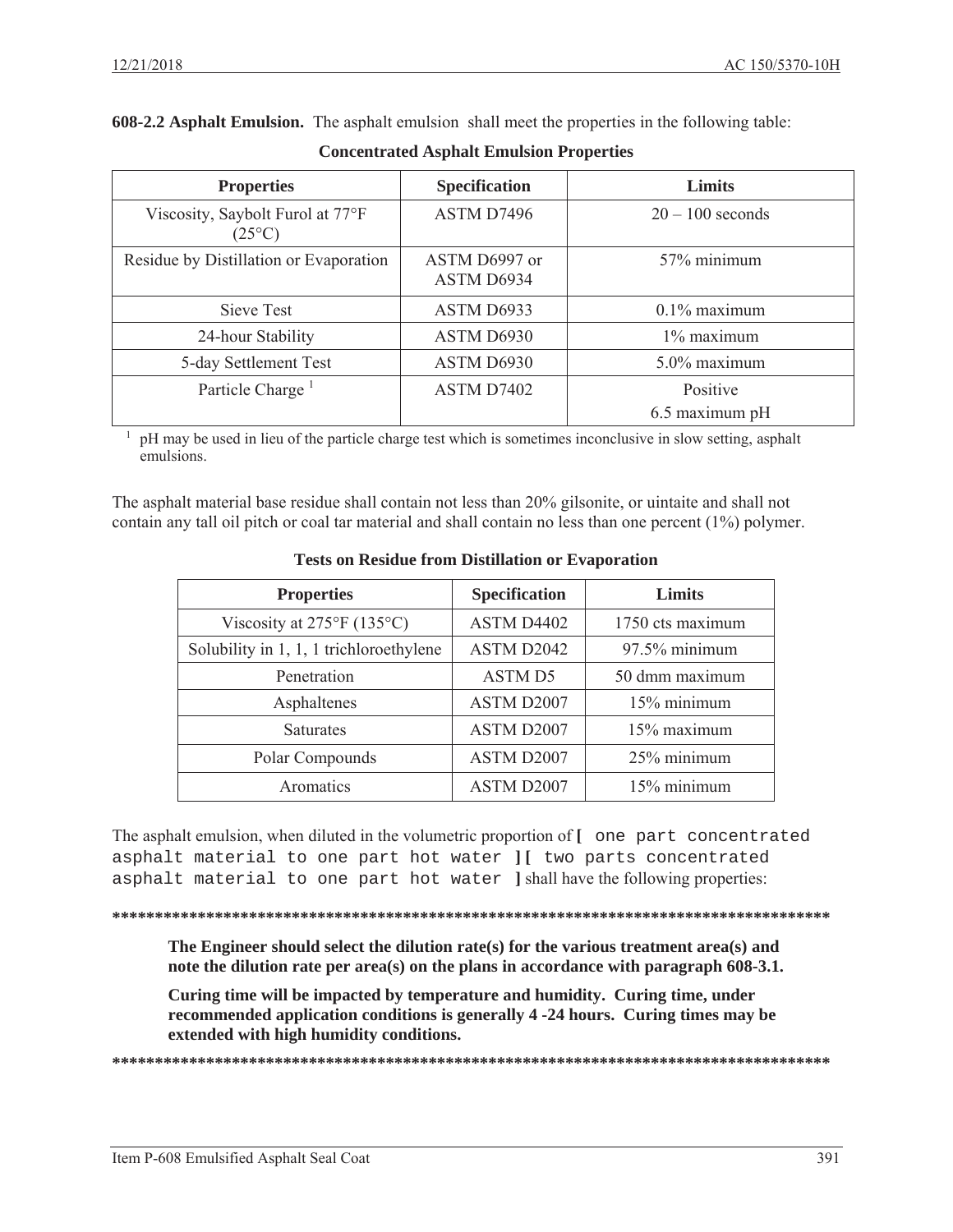**608-2.2 Asphalt Emulsion.** The asphalt emulsion shall meet the properties in the following table:

**Concentrated Asphalt Emulsion Properties**

| Properties | Specification | Limits |
|---|---|---|
| Viscosity, Saybolt Furol at 77°F (25°C) | ASTM D7496 | 20 – 100 seconds |
| Residue by Distillation or Evaporation | ASTM D6997 or ASTM D6934 | 57% minimum |
| Sieve Test | ASTM D6933 | 0.1% maximum |
| 24-hour Stability | ASTM D6930 | 1% maximum |
| 5-day Settlement Test | ASTM D6930 | 5.0% maximum |
| Particle Charge [1] | ASTM D7402 | Positive<br>6.5 maximum pH |

[1] pH may be used in lieu of the particle charge test which is sometimes inconclusive in slow setting, asphalt emulsions.

The asphalt material base residue shall contain not less than 20% gilsonite, or uintaite and shall not contain any tall oil pitch or coal tar material and shall contain no less than one percent (1%) polymer.

**Tests on Residue from Distillation or Evaporation**

| Properties | Specification | Limits |
|---|---|---|
| Viscosity at 275°F (135°C) | ASTM D4402 | 1750 cts maximum |
| Solubility in 1, 1, 1 trichloroethylene | ASTM D2042 | 97.5% minimum |
| Penetration | ASTM D5 | 50 dmm maximum |
| Asphaltenes | ASTM D2007 | 15% minimum |
| Saturates | ASTM D2007 | 15% maximum |
| Polar Compounds | ASTM D2007 | 25% minimum |
| Aromatics | ASTM D2007 | 15% minimum |

The asphalt emulsion, when diluted in the volumetric proportion of **[** `one part concentrated asphalt material to one part hot water` **][** `two parts concentrated asphalt material to one part hot water` **]** shall have the following properties:

**************************************************************************************

**The Engineer should select the dilution rate(s) for the various treatment area(s) and note the dilution rate per area(s) on the plans in accordance with paragraph 608-3.1.**

**Curing time will be impacted by temperature and humidity. Curing time, under recommended application conditions is generally 4 -24 hours. Curing times may be extended with high humidity conditions.**

**************************************************************************************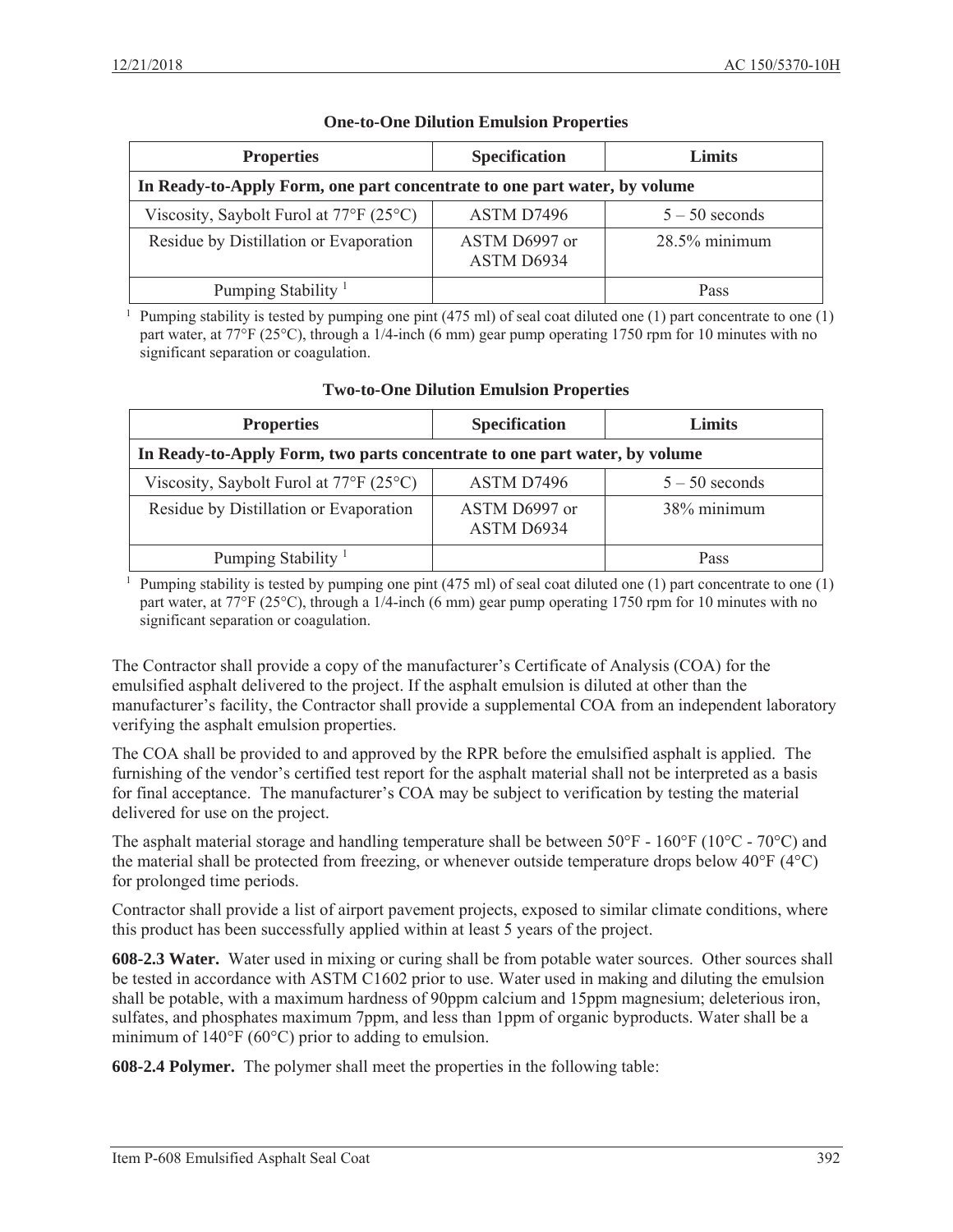**One-to-One Dilution Emulsion Properties**

| Properties | Specification | Limits |
| --- | --- | --- |
| **In Ready-to-Apply Form, one part concentrate to one part water, by volume** | | |
| Viscosity, Saybolt Furol at 77°F (25°C) | ASTM D7496 | 5 – 50 seconds |
| Residue by Distillation or Evaporation | ASTM D6997 or ASTM D6934 | 28.5% minimum |
| Pumping Stability [1] | | Pass |

[1] Pumping stability is tested by pumping one pint (475 ml) of seal coat diluted one (1) part concentrate to one (1) part water, at 77°F (25°C), through a 1/4-inch (6 mm) gear pump operating 1750 rpm for 10 minutes with no significant separation or coagulation.

**Two-to-One Dilution Emulsion Properties**

| Properties | Specification | Limits |
| --- | --- | --- |
| **In Ready-to-Apply Form, two parts concentrate to one part water, by volume** | | |
| Viscosity, Saybolt Furol at 77°F (25°C) | ASTM D7496 | 5 – 50 seconds |
| Residue by Distillation or Evaporation | ASTM D6997 or ASTM D6934 | 38% minimum |
| Pumping Stability [1] | | Pass |

[1] Pumping stability is tested by pumping one pint (475 ml) of seal coat diluted one (1) part concentrate to one (1) part water, at 77°F (25°C), through a 1/4-inch (6 mm) gear pump operating 1750 rpm for 10 minutes with no significant separation or coagulation.

The Contractor shall provide a copy of the manufacturer's Certificate of Analysis (COA) for the emulsified asphalt delivered to the project. If the asphalt emulsion is diluted at other than the manufacturer's facility, the Contractor shall provide a supplemental COA from an independent laboratory verifying the asphalt emulsion properties.

The COA shall be provided to and approved by the RPR before the emulsified asphalt is applied. The furnishing of the vendor's certified test report for the asphalt material shall not be interpreted as a basis for final acceptance. The manufacturer's COA may be subject to verification by testing the material delivered for use on the project.

The asphalt material storage and handling temperature shall be between 50°F - 160°F (10°C - 70°C) and the material shall be protected from freezing, or whenever outside temperature drops below 40°F (4°C) for prolonged time periods.

Contractor shall provide a list of airport pavement projects, exposed to similar climate conditions, where this product has been successfully applied within at least 5 years of the project.

**608-2.3 Water.** Water used in mixing or curing shall be from potable water sources. Other sources shall be tested in accordance with ASTM C1602 prior to use. Water used in making and diluting the emulsion shall be potable, with a maximum hardness of 90ppm calcium and 15ppm magnesium; deleterious iron, sulfates, and phosphates maximum 7ppm, and less than 1ppm of organic byproducts. Water shall be a minimum of 140°F (60°C) prior to adding to emulsion.

**608-2.4 Polymer.** The polymer shall meet the properties in the following table: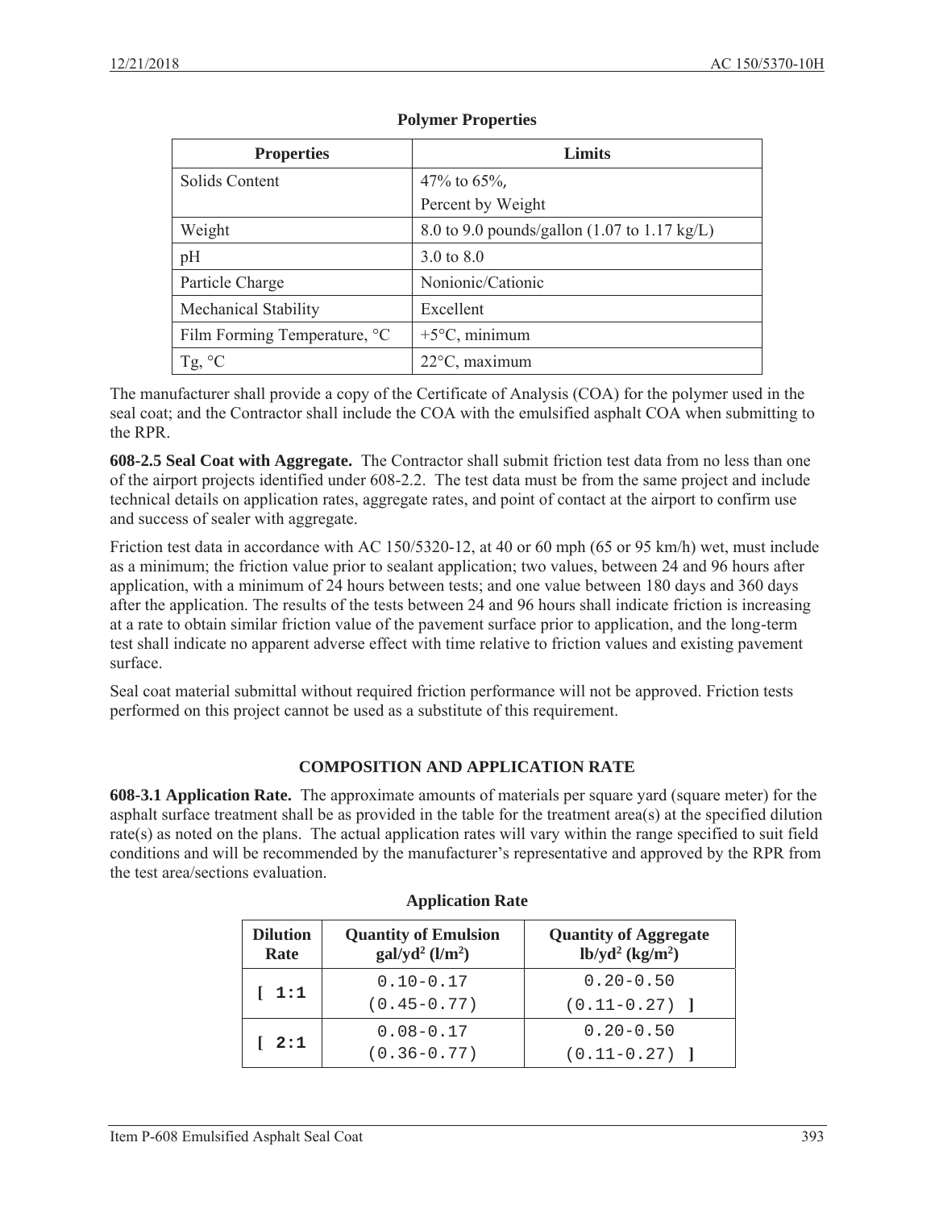**Polymer Properties**

| Properties | Limits |
|---|---|
| Solids Content | 47% to 65%, Percent by Weight |
| Weight | 8.0 to 9.0 pounds/gallon (1.07 to 1.17 kg/L) |
| pH | 3.0 to 8.0 |
| Particle Charge | Nonionic/Cationic |
| Mechanical Stability | Excellent |
| Film Forming Temperature, °C | +5°C, minimum |
| Tg, °C | 22°C, maximum |

The manufacturer shall provide a copy of the Certificate of Analysis (COA) for the polymer used in the seal coat; and the Contractor shall include the COA with the emulsified asphalt COA when submitting to the RPR.

**608-2.5 Seal Coat with Aggregate.** The Contractor shall submit friction test data from no less than one of the airport projects identified under 608-2.2. The test data must be from the same project and include technical details on application rates, aggregate rates, and point of contact at the airport to confirm use and success of sealer with aggregate.

Friction test data in accordance with AC 150/5320-12, at 40 or 60 mph (65 or 95 km/h) wet, must include as a minimum; the friction value prior to sealant application; two values, between 24 and 96 hours after application, with a minimum of 24 hours between tests; and one value between 180 days and 360 days after the application. The results of the tests between 24 and 96 hours shall indicate friction is increasing at a rate to obtain similar friction value of the pavement surface prior to application, and the long-term test shall indicate no apparent adverse effect with time relative to friction values and existing pavement surface.

Seal coat material submittal without required friction performance will not be approved. Friction tests performed on this project cannot be used as a substitute of this requirement.

## COMPOSITION AND APPLICATION RATE

**608-3.1 Application Rate.** The approximate amounts of materials per square yard (square meter) for the asphalt surface treatment shall be as provided in the table for the treatment area(s) at the specified dilution rate(s) as noted on the plans. The actual application rates will vary within the range specified to suit field conditions and will be recommended by the manufacturer's representative and approved by the RPR from the test area/sections evaluation.

**Application Rate**

| Dilution Rate | Quantity of Emulsion gal/yd$^2$ (l/m$^2$) | Quantity of Aggregate lb/yd$^2$ (kg/m$^2$) |
|---|---|---|
| [ 1:1 | 0.10-0.17 (0.45-0.77) | 0.20-0.50 (0.11-0.27) ] |
| [ 2:1 | 0.08-0.17 (0.36-0.77) | 0.20-0.50 (0.11-0.27) ] |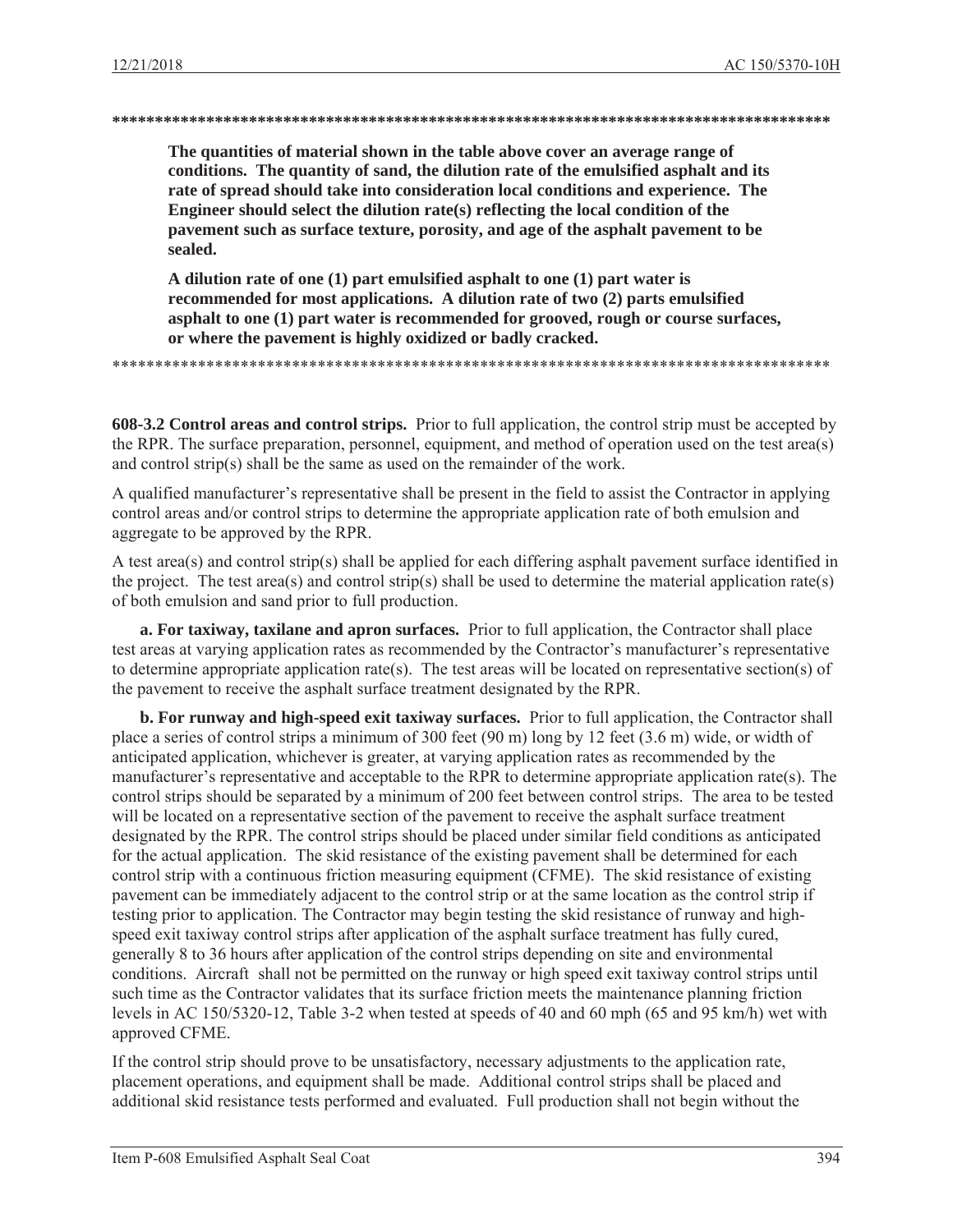**************************************************************************************

**The quantities of material shown in the table above cover an average range of conditions. The quantity of sand, the dilution rate of the emulsified asphalt and its rate of spread should take into consideration local conditions and experience. The Engineer should select the dilution rate(s) reflecting the local condition of the pavement such as surface texture, porosity, and age of the asphalt pavement to be sealed.**

**A dilution rate of one (1) part emulsified asphalt to one (1) part water is recommended for most applications. A dilution rate of two (2) parts emulsified asphalt to one (1) part water is recommended for grooved, rough or course surfaces, or where the pavement is highly oxidized or badly cracked.**

**************************************************************************************

**608-3.2 Control areas and control strips.** Prior to full application, the control strip must be accepted by the RPR. The surface preparation, personnel, equipment, and method of operation used on the test area(s) and control strip(s) shall be the same as used on the remainder of the work.

A qualified manufacturer's representative shall be present in the field to assist the Contractor in applying control areas and/or control strips to determine the appropriate application rate of both emulsion and aggregate to be approved by the RPR.

A test area(s) and control strip(s) shall be applied for each differing asphalt pavement surface identified in the project. The test area(s) and control strip(s) shall be used to determine the material application rate(s) of both emulsion and sand prior to full production.

**a. For taxiway, taxilane and apron surfaces.** Prior to full application, the Contractor shall place test areas at varying application rates as recommended by the Contractor's manufacturer's representative to determine appropriate application rate(s). The test areas will be located on representative section(s) of the pavement to receive the asphalt surface treatment designated by the RPR.

**b. For runway and high-speed exit taxiway surfaces.** Prior to full application, the Contractor shall place a series of control strips a minimum of 300 feet (90 m) long by 12 feet (3.6 m) wide, or width of anticipated application, whichever is greater, at varying application rates as recommended by the manufacturer's representative and acceptable to the RPR to determine appropriate application rate(s). The control strips should be separated by a minimum of 200 feet between control strips. The area to be tested will be located on a representative section of the pavement to receive the asphalt surface treatment designated by the RPR. The control strips should be placed under similar field conditions as anticipated for the actual application. The skid resistance of the existing pavement shall be determined for each control strip with a continuous friction measuring equipment (CFME). The skid resistance of existing pavement can be immediately adjacent to the control strip or at the same location as the control strip if testing prior to application. The Contractor may begin testing the skid resistance of runway and high-speed exit taxiway control strips after application of the asphalt surface treatment has fully cured, generally 8 to 36 hours after application of the control strips depending on site and environmental conditions. Aircraft shall not be permitted on the runway or high speed exit taxiway control strips until such time as the Contractor validates that its surface friction meets the maintenance planning friction levels in AC 150/5320-12, Table 3-2 when tested at speeds of 40 and 60 mph (65 and 95 km/h) wet with approved CFME.

If the control strip should prove to be unsatisfactory, necessary adjustments to the application rate, placement operations, and equipment shall be made. Additional control strips shall be placed and additional skid resistance tests performed and evaluated. Full production shall not begin without the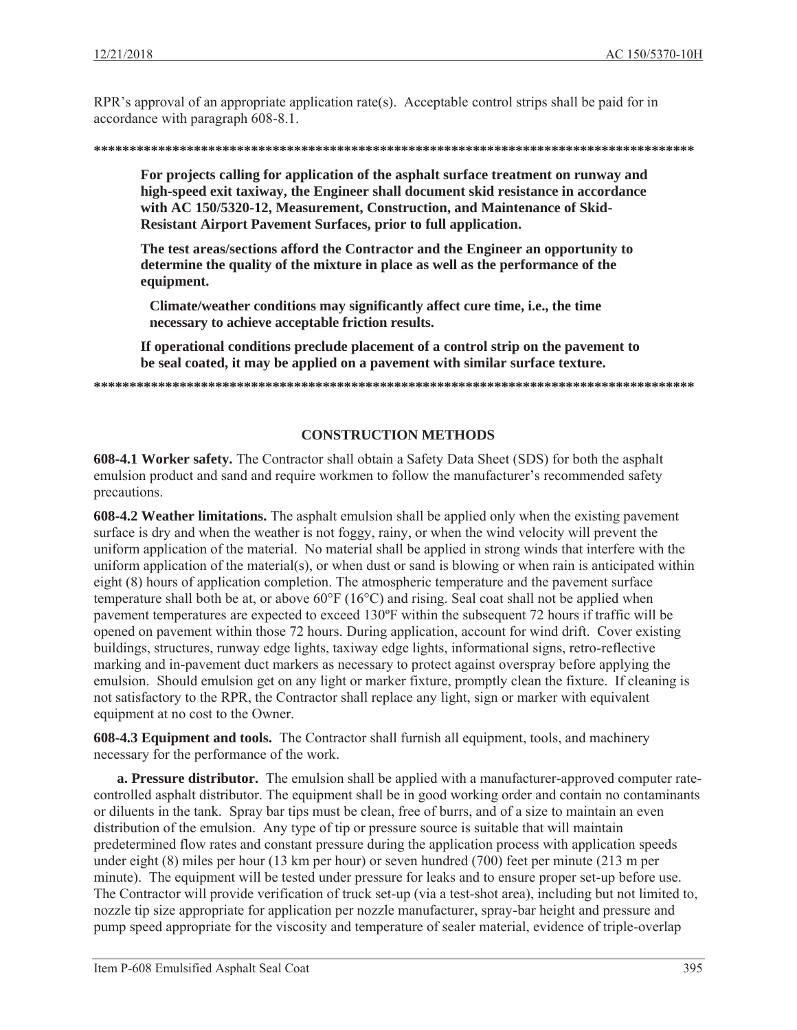RPR's approval of an appropriate application rate(s). Acceptable control strips shall be paid for in accordance with paragraph 608-8.1.

**************************************************************************************

**For projects calling for application of the asphalt surface treatment on runway and high-speed exit taxiway, the Engineer shall document skid resistance in accordance with AC 150/5320-12, Measurement, Construction, and Maintenance of Skid-Resistant Airport Pavement Surfaces, prior to full application.**

**The test areas/sections afford the Contractor and the Engineer an opportunity to determine the quality of the mixture in place as well as the performance of the equipment.**

**Climate/weather conditions may significantly affect cure time, i.e., the time necessary to achieve acceptable friction results.**

**If operational conditions preclude placement of a control strip on the pavement to be seal coated, it may be applied on a pavement with similar surface texture.**

**************************************************************************************

## CONSTRUCTION METHODS

**608-4.1 Worker safety.** The Contractor shall obtain a Safety Data Sheet (SDS) for both the asphalt emulsion product and sand and require workmen to follow the manufacturer's recommended safety precautions.

**608-4.2 Weather limitations.** The asphalt emulsion shall be applied only when the existing pavement surface is dry and when the weather is not foggy, rainy, or when the wind velocity will prevent the uniform application of the material. No material shall be applied in strong winds that interfere with the uniform application of the material(s), or when dust or sand is blowing or when rain is anticipated within eight (8) hours of application completion. The atmospheric temperature and the pavement surface temperature shall both be at, or above 60°F (16°C) and rising. Seal coat shall not be applied when pavement temperatures are expected to exceed 130ºF within the subsequent 72 hours if traffic will be opened on pavement within those 72 hours. During application, account for wind drift. Cover existing buildings, structures, runway edge lights, taxiway edge lights, informational signs, retro-reflective marking and in-pavement duct markers as necessary to protect against overspray before applying the emulsion. Should emulsion get on any light or marker fixture, promptly clean the fixture. If cleaning is not satisfactory to the RPR, the Contractor shall replace any light, sign or marker with equivalent equipment at no cost to the Owner.

**608-4.3 Equipment and tools.** The Contractor shall furnish all equipment, tools, and machinery necessary for the performance of the work.

**a. Pressure distributor.** The emulsion shall be applied with a manufacturer-approved computer rate-controlled asphalt distributor. The equipment shall be in good working order and contain no contaminants or diluents in the tank. Spray bar tips must be clean, free of burrs, and of a size to maintain an even distribution of the emulsion. Any type of tip or pressure source is suitable that will maintain predetermined flow rates and constant pressure during the application process with application speeds under eight (8) miles per hour (13 km per hour) or seven hundred (700) feet per minute (213 m per minute). The equipment will be tested under pressure for leaks and to ensure proper set-up before use. The Contractor will provide verification of truck set-up (via a test-shot area), including but not limited to, nozzle tip size appropriate for application per nozzle manufacturer, spray-bar height and pressure and pump speed appropriate for the viscosity and temperature of sealer material, evidence of triple-overlap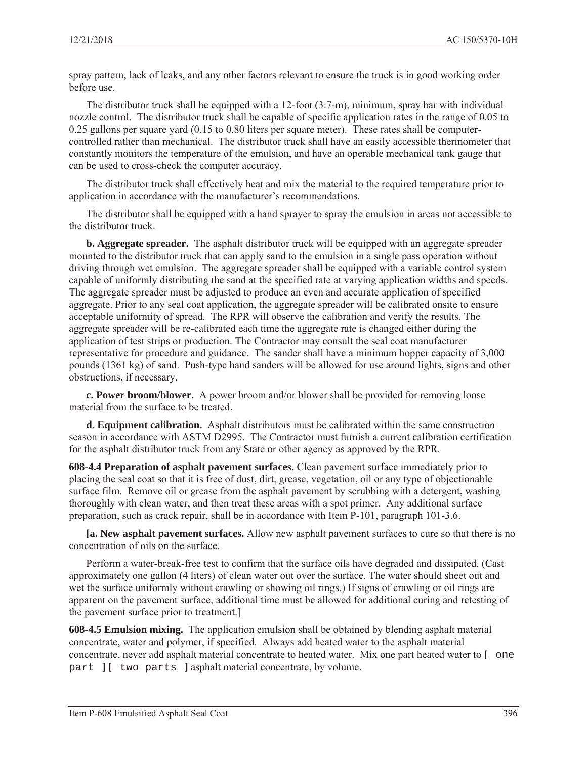spray pattern, lack of leaks, and any other factors relevant to ensure the truck is in good working order before use.

The distributor truck shall be equipped with a 12-foot (3.7-m), minimum, spray bar with individual nozzle control. The distributor truck shall be capable of specific application rates in the range of 0.05 to 0.25 gallons per square yard (0.15 to 0.80 liters per square meter). These rates shall be computer-controlled rather than mechanical. The distributor truck shall have an easily accessible thermometer that constantly monitors the temperature of the emulsion, and have an operable mechanical tank gauge that can be used to cross-check the computer accuracy.

The distributor truck shall effectively heat and mix the material to the required temperature prior to application in accordance with the manufacturer's recommendations.

The distributor shall be equipped with a hand sprayer to spray the emulsion in areas not accessible to the distributor truck.

**b. Aggregate spreader.** The asphalt distributor truck will be equipped with an aggregate spreader mounted to the distributor truck that can apply sand to the emulsion in a single pass operation without driving through wet emulsion. The aggregate spreader shall be equipped with a variable control system capable of uniformly distributing the sand at the specified rate at varying application widths and speeds. The aggregate spreader must be adjusted to produce an even and accurate application of specified aggregate. Prior to any seal coat application, the aggregate spreader will be calibrated onsite to ensure acceptable uniformity of spread. The RPR will observe the calibration and verify the results. The aggregate spreader will be re-calibrated each time the aggregate rate is changed either during the application of test strips or production. The Contractor may consult the seal coat manufacturer representative for procedure and guidance. The sander shall have a minimum hopper capacity of 3,000 pounds (1361 kg) of sand. Push-type hand sanders will be allowed for use around lights, signs and other obstructions, if necessary.

**c. Power broom/blower.** A power broom and/or blower shall be provided for removing loose material from the surface to be treated.

**d. Equipment calibration.** Asphalt distributors must be calibrated within the same construction season in accordance with ASTM D2995. The Contractor must furnish a current calibration certification for the asphalt distributor truck from any State or other agency as approved by the RPR.

**608-4.4 Preparation of asphalt pavement surfaces.** Clean pavement surface immediately prior to placing the seal coat so that it is free of dust, dirt, grease, vegetation, oil or any type of objectionable surface film. Remove oil or grease from the asphalt pavement by scrubbing with a detergent, washing thoroughly with clean water, and then treat these areas with a spot primer. Any additional surface preparation, such as crack repair, shall be in accordance with Item P-101, paragraph 101-3.6.

**[a. New asphalt pavement surfaces.** Allow new asphalt pavement surfaces to cure so that there is no concentration of oils on the surface.

Perform a water-break-free test to confirm that the surface oils have degraded and dissipated. (Cast approximately one gallon (4 liters) of clean water out over the surface. The water should sheet out and wet the surface uniformly without crawling or showing oil rings.) If signs of crawling or oil rings are apparent on the pavement surface, additional time must be allowed for additional curing and retesting of the pavement surface prior to treatment.]

**608-4.5 Emulsion mixing.** The application emulsion shall be obtained by blending asphalt material concentrate, water and polymer, if specified. Always add heated water to the asphalt material concentrate, never add asphalt material concentrate to heated water. Mix one part heated water to **[** one part **][** two parts **]** asphalt material concentrate, by volume.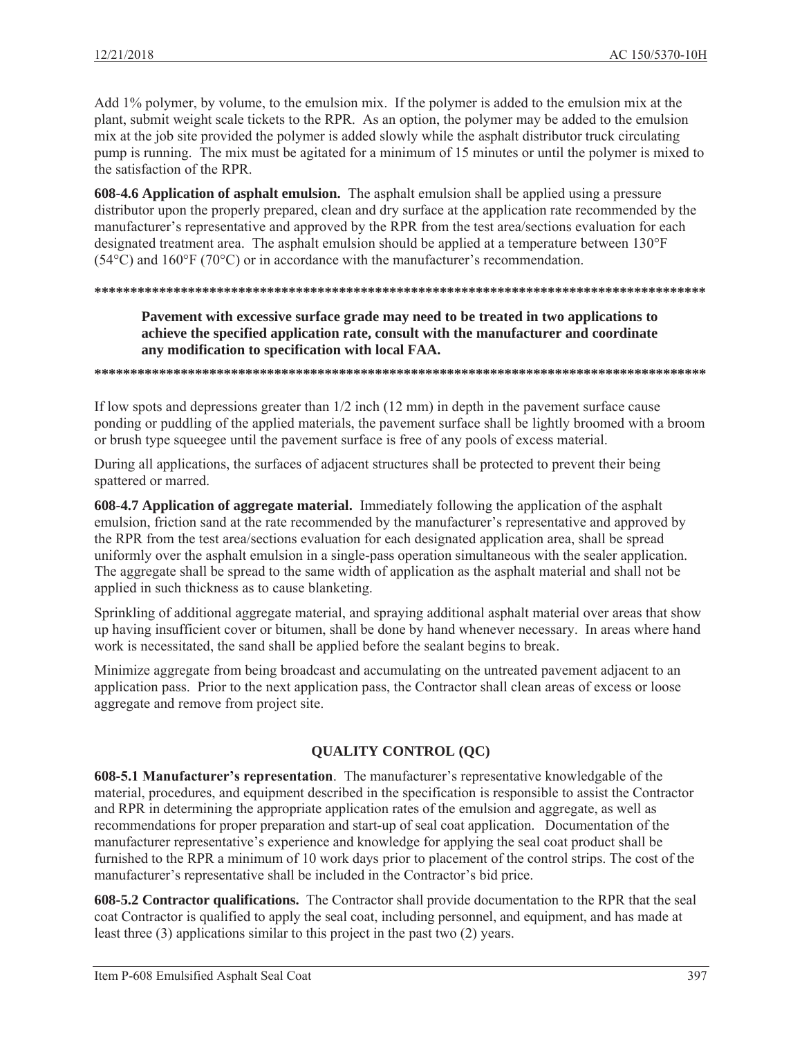Add 1% polymer, by volume, to the emulsion mix. If the polymer is added to the emulsion mix at the plant, submit weight scale tickets to the RPR. As an option, the polymer may be added to the emulsion mix at the job site provided the polymer is added slowly while the asphalt distributor truck circulating pump is running. The mix must be agitated for a minimum of 15 minutes or until the polymer is mixed to the satisfaction of the RPR.

**608-4.6 Application of asphalt emulsion.** The asphalt emulsion shall be applied using a pressure distributor upon the properly prepared, clean and dry surface at the application rate recommended by the manufacturer's representative and approved by the RPR from the test area/sections evaluation for each designated treatment area. The asphalt emulsion should be applied at a temperature between 130°F (54°C) and 160°F (70°C) or in accordance with the manufacturer's recommendation.

**************************************************************************************

**Pavement with excessive surface grade may need to be treated in two applications to achieve the specified application rate, consult with the manufacturer and coordinate any modification to specification with local FAA.**

**************************************************************************************

If low spots and depressions greater than 1/2 inch (12 mm) in depth in the pavement surface cause ponding or puddling of the applied materials, the pavement surface shall be lightly broomed with a broom or brush type squeegee until the pavement surface is free of any pools of excess material.

During all applications, the surfaces of adjacent structures shall be protected to prevent their being spattered or marred.

**608-4.7 Application of aggregate material.** Immediately following the application of the asphalt emulsion, friction sand at the rate recommended by the manufacturer's representative and approved by the RPR from the test area/sections evaluation for each designated application area, shall be spread uniformly over the asphalt emulsion in a single-pass operation simultaneous with the sealer application. The aggregate shall be spread to the same width of application as the asphalt material and shall not be applied in such thickness as to cause blanketing.

Sprinkling of additional aggregate material, and spraying additional asphalt material over areas that show up having insufficient cover or bitumen, shall be done by hand whenever necessary. In areas where hand work is necessitated, the sand shall be applied before the sealant begins to break.

Minimize aggregate from being broadcast and accumulating on the untreated pavement adjacent to an application pass. Prior to the next application pass, the Contractor shall clean areas of excess or loose aggregate and remove from project site.

## QUALITY CONTROL (QC)

**608-5.1 Manufacturer's representation**. The manufacturer's representative knowledgable of the material, procedures, and equipment described in the specification is responsible to assist the Contractor and RPR in determining the appropriate application rates of the emulsion and aggregate, as well as recommendations for proper preparation and start-up of seal coat application. Documentation of the manufacturer representative's experience and knowledge for applying the seal coat product shall be furnished to the RPR a minimum of 10 work days prior to placement of the control strips. The cost of the manufacturer's representative shall be included in the Contractor's bid price.

**608-5.2 Contractor qualifications.** The Contractor shall provide documentation to the RPR that the seal coat Contractor is qualified to apply the seal coat, including personnel, and equipment, and has made at least three (3) applications similar to this project in the past two (2) years.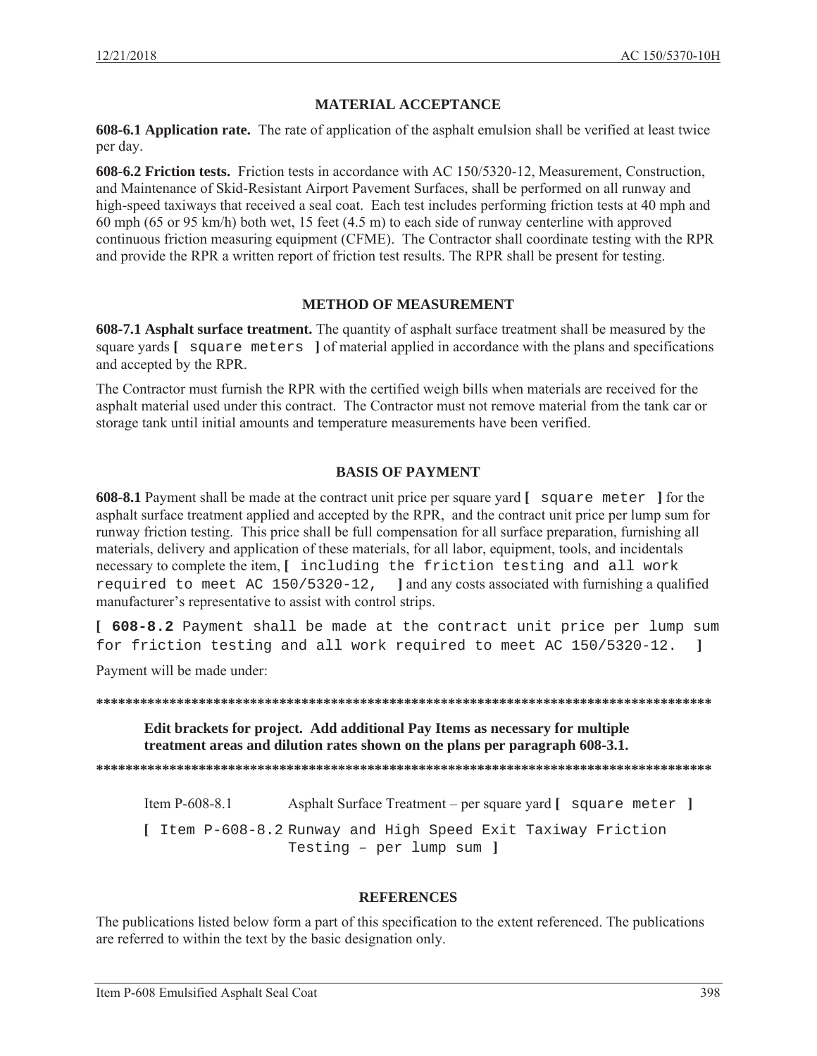## MATERIAL ACCEPTANCE

**608-6.1 Application rate.** The rate of application of the asphalt emulsion shall be verified at least twice per day.

**608-6.2 Friction tests.** Friction tests in accordance with AC 150/5320-12, Measurement, Construction, and Maintenance of Skid-Resistant Airport Pavement Surfaces, shall be performed on all runway and high-speed taxiways that received a seal coat. Each test includes performing friction tests at 40 mph and 60 mph (65 or 95 km/h) both wet, 15 feet (4.5 m) to each side of runway centerline with approved continuous friction measuring equipment (CFME). The Contractor shall coordinate testing with the RPR and provide the RPR a written report of friction test results. The RPR shall be present for testing.

## METHOD OF MEASUREMENT

**608-7.1 Asphalt surface treatment.** The quantity of asphalt surface treatment shall be measured by the square yards **[** square meters **]** of material applied in accordance with the plans and specifications and accepted by the RPR.

The Contractor must furnish the RPR with the certified weigh bills when materials are received for the asphalt material used under this contract. The Contractor must not remove material from the tank car or storage tank until initial amounts and temperature measurements have been verified.

## BASIS OF PAYMENT

**608-8.1** Payment shall be made at the contract unit price per square yard **[** square meter **]** for the asphalt surface treatment applied and accepted by the RPR, and the contract unit price per lump sum for runway friction testing. This price shall be full compensation for all surface preparation, furnishing all materials, delivery and application of these materials, for all labor, equipment, tools, and incidentals necessary to complete the item, **[** including the friction testing and all work required to meet AC 150/5320-12, **]** and any costs associated with furnishing a qualified manufacturer's representative to assist with control strips.

**[ 608-8.2** Payment shall be made at the contract unit price per lump sum for friction testing and all work required to meet AC 150/5320-12. **]**

Payment will be made under:

**************************************************************************************

**Edit brackets for project. Add additional Pay Items as necessary for multiple treatment areas and dilution rates shown on the plans per paragraph 608-3.1.**

**************************************************************************************

Item P-608-8.1 Asphalt Surface Treatment – per square yard **[** square meter **]**

**[** Item P-608-8.2 Runway and High Speed Exit Taxiway Friction Testing – per lump sum **]**

## REFERENCES

The publications listed below form a part of this specification to the extent referenced. The publications are referred to within the text by the basic designation only.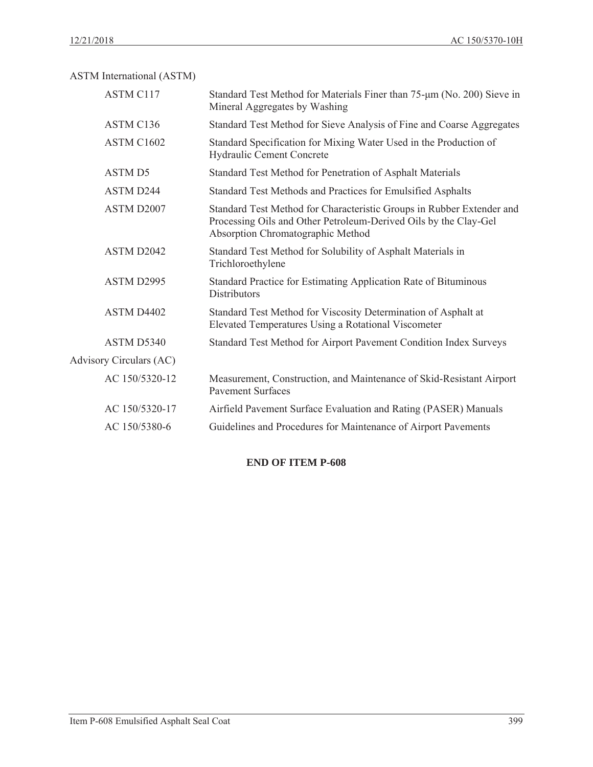ASTM International (ASTM)

| | |
|---|---|
| ASTM C117 | Standard Test Method for Materials Finer than 75-μm (No. 200) Sieve in Mineral Aggregates by Washing |
| ASTM C136 | Standard Test Method for Sieve Analysis of Fine and Coarse Aggregates |
| ASTM C1602 | Standard Specification for Mixing Water Used in the Production of Hydraulic Cement Concrete |
| ASTM D5 | Standard Test Method for Penetration of Asphalt Materials |
| ASTM D244 | Standard Test Methods and Practices for Emulsified Asphalts |
| ASTM D2007 | Standard Test Method for Characteristic Groups in Rubber Extender and Processing Oils and Other Petroleum-Derived Oils by the Clay-Gel Absorption Chromatographic Method |
| ASTM D2042 | Standard Test Method for Solubility of Asphalt Materials in Trichloroethylene |
| ASTM D2995 | Standard Practice for Estimating Application Rate of Bituminous Distributors |
| ASTM D4402 | Standard Test Method for Viscosity Determination of Asphalt at Elevated Temperatures Using a Rotational Viscometer |
| ASTM D5340 | Standard Test Method for Airport Pavement Condition Index Surveys |

Advisory Circulars (AC)

| | |
|---|---|
| AC 150/5320-12 | Measurement, Construction, and Maintenance of Skid-Resistant Airport Pavement Surfaces |
| AC 150/5320-17 | Airfield Pavement Surface Evaluation and Rating (PASER) Manuals |
| AC 150/5380-6 | Guidelines and Procedures for Maintenance of Airport Pavements |

**END OF ITEM P-608**